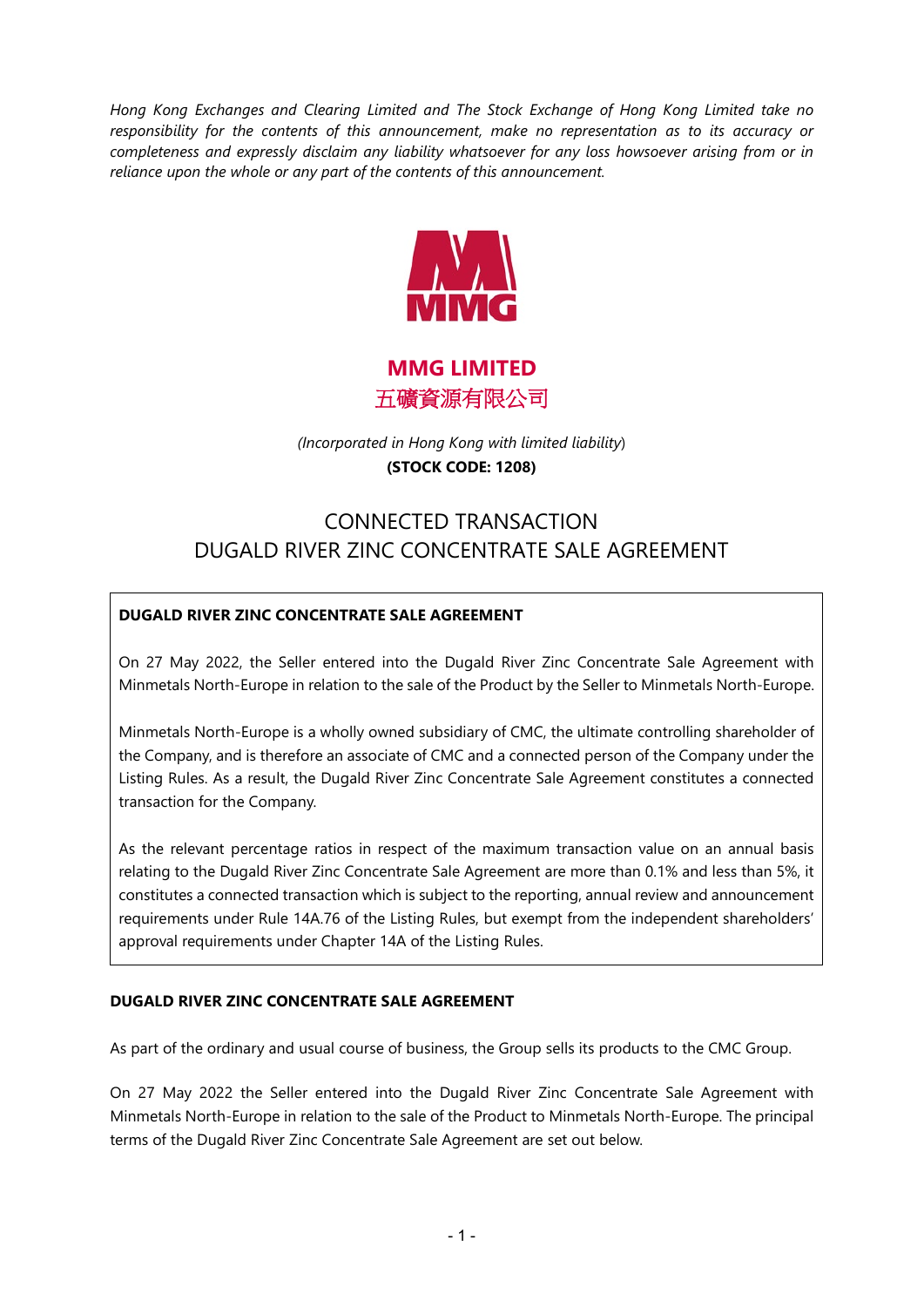*Hong Kong Exchanges and Clearing Limited and The Stock Exchange of Hong Kong Limited take no responsibility for the contents of this announcement, make no representation as to its accuracy or completeness and expressly disclaim any liability whatsoever for any loss howsoever arising from or in reliance upon the whole or any part of the contents of this announcement.*

**MMG LIMITED**
**五礦資源有限公司**

*(Incorporated in Hong Kong with limited liability)*
**(STOCK CODE: 1208)**

# CONNECTED TRANSACTION
# DUGALD RIVER ZINC CONCENTRATE SALE AGREEMENT

**DUGALD RIVER ZINC CONCENTRATE SALE AGREEMENT**

On 27 May 2022, the Seller entered into the Dugald River Zinc Concentrate Sale Agreement with Minmetals North-Europe in relation to the sale of the Product by the Seller to Minmetals North-Europe.

Minmetals North-Europe is a wholly owned subsidiary of CMC, the ultimate controlling shareholder of the Company, and is therefore an associate of CMC and a connected person of the Company under the Listing Rules. As a result, the Dugald River Zinc Concentrate Sale Agreement constitutes a connected transaction for the Company.

As the relevant percentage ratios in respect of the maximum transaction value on an annual basis relating to the Dugald River Zinc Concentrate Sale Agreement are more than 0.1% and less than 5%, it constitutes a connected transaction which is subject to the reporting, annual review and announcement requirements under Rule 14A.76 of the Listing Rules, but exempt from the independent shareholders' approval requirements under Chapter 14A of the Listing Rules.

## DUGALD RIVER ZINC CONCENTRATE SALE AGREEMENT

As part of the ordinary and usual course of business, the Group sells its products to the CMC Group.

On 27 May 2022 the Seller entered into the Dugald River Zinc Concentrate Sale Agreement with Minmetals North-Europe in relation to the sale of the Product to Minmetals North-Europe. The principal terms of the Dugald River Zinc Concentrate Sale Agreement are set out below.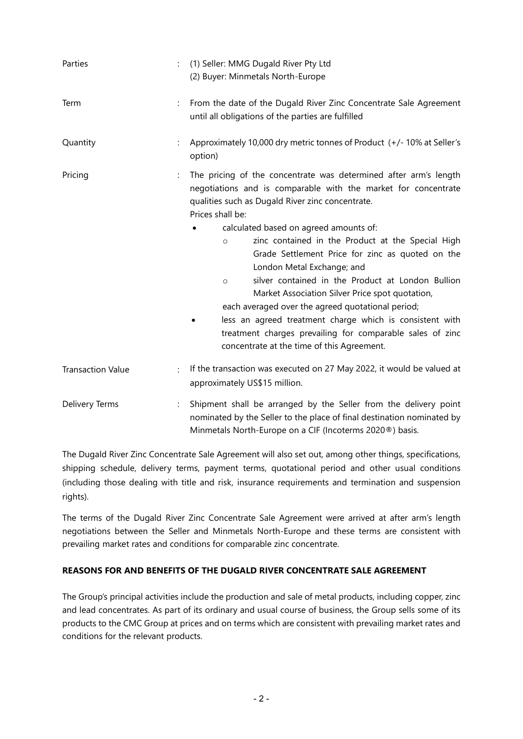| | | |
|---|---|---|
| Parties | : | (1) Seller: MMG Dugald River Pty Ltd<br>(2) Buyer: Minmetals North-Europe |
| Term | : | From the date of the Dugald River Zinc Concentrate Sale Agreement until all obligations of the parties are fulfilled |
| Quantity | : | Approximately 10,000 dry metric tonnes of Product (+/- 10% at Seller's option) |
| Pricing | : | The pricing of the concentrate was determined after arm's length negotiations and is comparable with the market for concentrate qualities such as Dugald River zinc concentrate.<br>Prices shall be:<br>• calculated based on agreed amounts of:<br>o zinc contained in the Product at the Special High Grade Settlement Price for zinc as quoted on the London Metal Exchange; and<br>o silver contained in the Product at London Bullion Market Association Silver Price spot quotation,<br>each averaged over the agreed quotational period;<br>• less an agreed treatment charge which is consistent with treatment charges prevailing for comparable sales of zinc concentrate at the time of this Agreement. |
| Transaction Value | : | If the transaction was executed on 27 May 2022, it would be valued at approximately US$15 million. |
| Delivery Terms | : | Shipment shall be arranged by the Seller from the delivery point nominated by the Seller to the place of final destination nominated by Minmetals North-Europe on a CIF (Incoterms 2020®) basis. |

The Dugald River Zinc Concentrate Sale Agreement will also set out, among other things, specifications, shipping schedule, delivery terms, payment terms, quotational period and other usual conditions (including those dealing with title and risk, insurance requirements and termination and suspension rights).

The terms of the Dugald River Zinc Concentrate Sale Agreement were arrived at after arm's length negotiations between the Seller and Minmetals North-Europe and these terms are consistent with prevailing market rates and conditions for comparable zinc concentrate.

**REASONS FOR AND BENEFITS OF THE DUGALD RIVER CONCENTRATE SALE AGREEMENT**

The Group's principal activities include the production and sale of metal products, including copper, zinc and lead concentrates. As part of its ordinary and usual course of business, the Group sells some of its products to the CMC Group at prices and on terms which are consistent with prevailing market rates and conditions for the relevant products.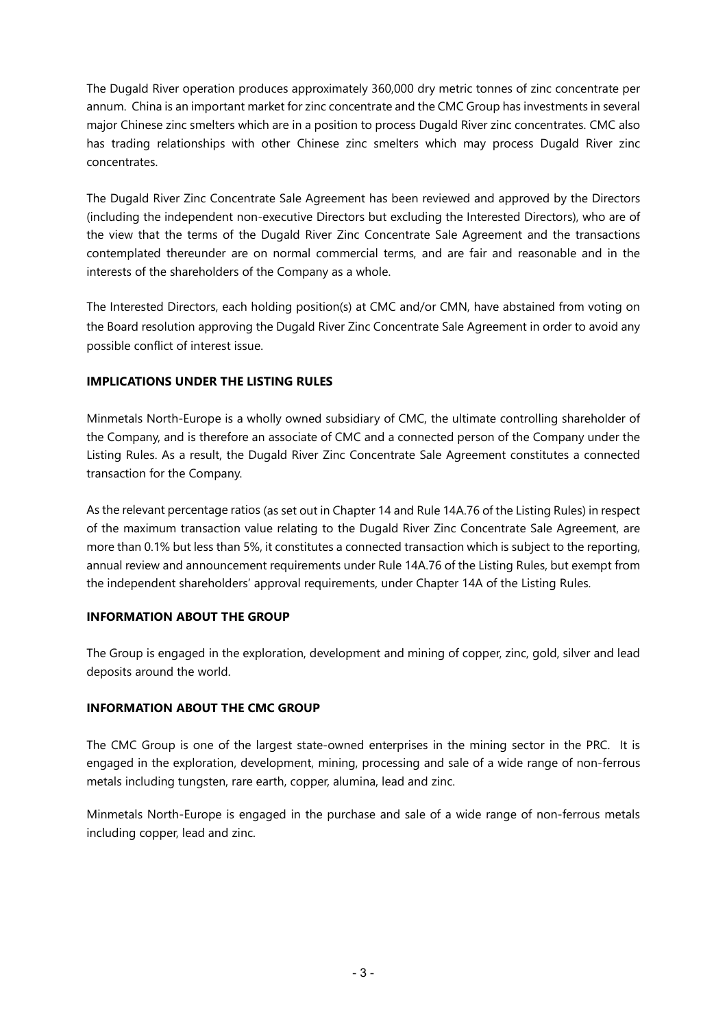The Dugald River operation produces approximately 360,000 dry metric tonnes of zinc concentrate per annum. China is an important market for zinc concentrate and the CMC Group has investments in several major Chinese zinc smelters which are in a position to process Dugald River zinc concentrates. CMC also has trading relationships with other Chinese zinc smelters which may process Dugald River zinc concentrates.

The Dugald River Zinc Concentrate Sale Agreement has been reviewed and approved by the Directors (including the independent non-executive Directors but excluding the Interested Directors), who are of the view that the terms of the Dugald River Zinc Concentrate Sale Agreement and the transactions contemplated thereunder are on normal commercial terms, and are fair and reasonable and in the interests of the shareholders of the Company as a whole.

The Interested Directors, each holding position(s) at CMC and/or CMN, have abstained from voting on the Board resolution approving the Dugald River Zinc Concentrate Sale Agreement in order to avoid any possible conflict of interest issue.

**IMPLICATIONS UNDER THE LISTING RULES**

Minmetals North-Europe is a wholly owned subsidiary of CMC, the ultimate controlling shareholder of the Company, and is therefore an associate of CMC and a connected person of the Company under the Listing Rules. As a result, the Dugald River Zinc Concentrate Sale Agreement constitutes a connected transaction for the Company.

As the relevant percentage ratios (as set out in Chapter 14 and Rule 14A.76 of the Listing Rules) in respect of the maximum transaction value relating to the Dugald River Zinc Concentrate Sale Agreement, are more than 0.1% but less than 5%, it constitutes a connected transaction which is subject to the reporting, annual review and announcement requirements under Rule 14A.76 of the Listing Rules, but exempt from the independent shareholders' approval requirements, under Chapter 14A of the Listing Rules.

**INFORMATION ABOUT THE GROUP**

The Group is engaged in the exploration, development and mining of copper, zinc, gold, silver and lead deposits around the world.

**INFORMATION ABOUT THE CMC GROUP**

The CMC Group is one of the largest state-owned enterprises in the mining sector in the PRC. It is engaged in the exploration, development, mining, processing and sale of a wide range of non-ferrous metals including tungsten, rare earth, copper, alumina, lead and zinc.

Minmetals North-Europe is engaged in the purchase and sale of a wide range of non-ferrous metals including copper, lead and zinc.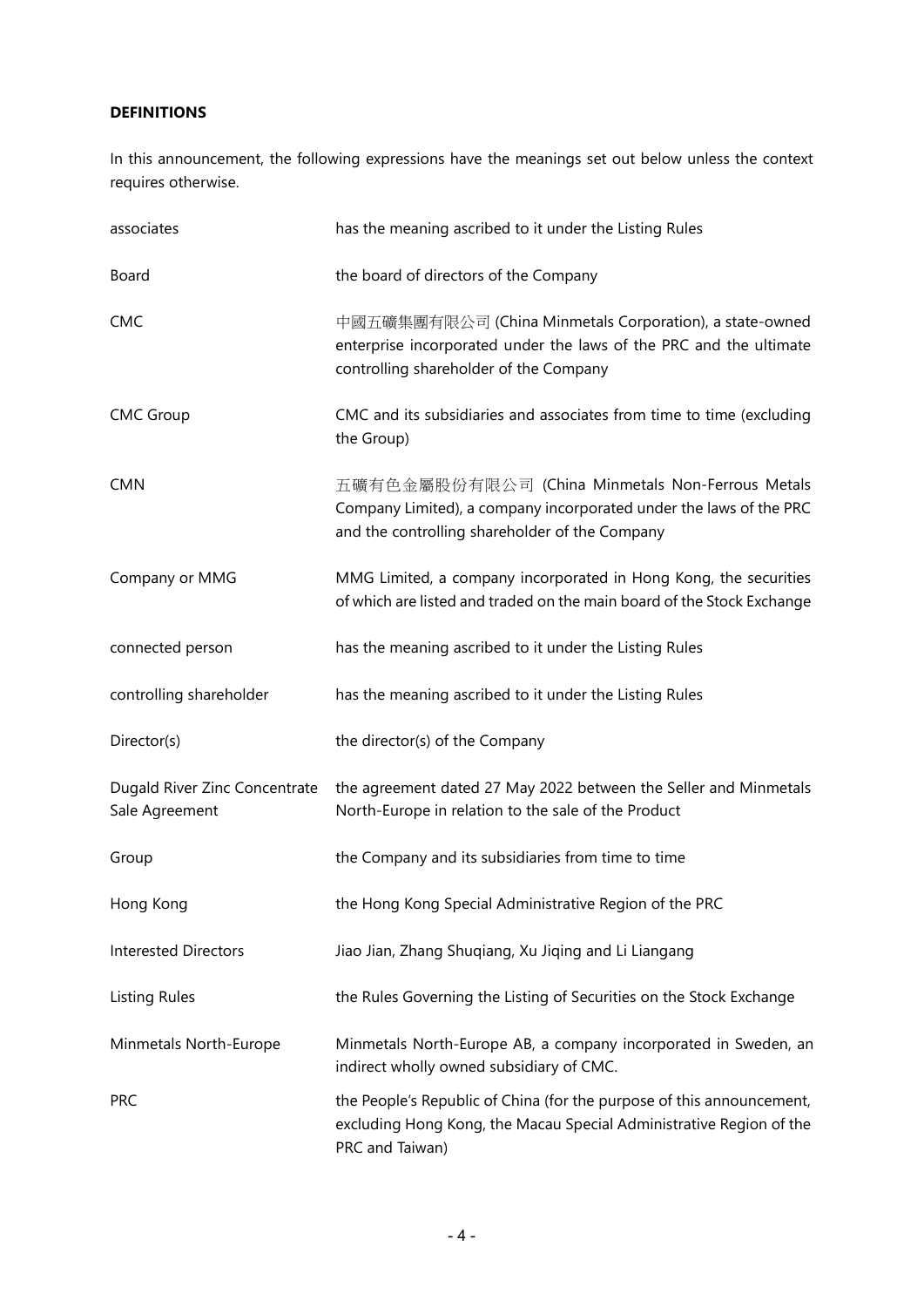**DEFINITIONS**

In this announcement, the following expressions have the meanings set out below unless the context requires otherwise.

| | |
|---|---|
| associates | has the meaning ascribed to it under the Listing Rules |
| Board | the board of directors of the Company |
| CMC | 中國五礦集團有限公司 (China Minmetals Corporation), a state-owned enterprise incorporated under the laws of the PRC and the ultimate controlling shareholder of the Company |
| CMC Group | CMC and its subsidiaries and associates from time to time (excluding the Group) |
| CMN | 五礦有色金屬股份有限公司 (China Minmetals Non-Ferrous Metals Company Limited), a company incorporated under the laws of the PRC and the controlling shareholder of the Company |
| Company or MMG | MMG Limited, a company incorporated in Hong Kong, the securities of which are listed and traded on the main board of the Stock Exchange |
| connected person | has the meaning ascribed to it under the Listing Rules |
| controlling shareholder | has the meaning ascribed to it under the Listing Rules |
| Director(s) | the director(s) of the Company |
| Dugald River Zinc Concentrate Sale Agreement | the agreement dated 27 May 2022 between the Seller and Minmetals North-Europe in relation to the sale of the Product |
| Group | the Company and its subsidiaries from time to time |
| Hong Kong | the Hong Kong Special Administrative Region of the PRC |
| Interested Directors | Jiao Jian, Zhang Shuqiang, Xu Jiqing and Li Liangang |
| Listing Rules | the Rules Governing the Listing of Securities on the Stock Exchange |
| Minmetals North-Europe | Minmetals North-Europe AB, a company incorporated in Sweden, an indirect wholly owned subsidiary of CMC. |
| PRC | the People's Republic of China (for the purpose of this announcement, excluding Hong Kong, the Macau Special Administrative Region of the PRC and Taiwan) |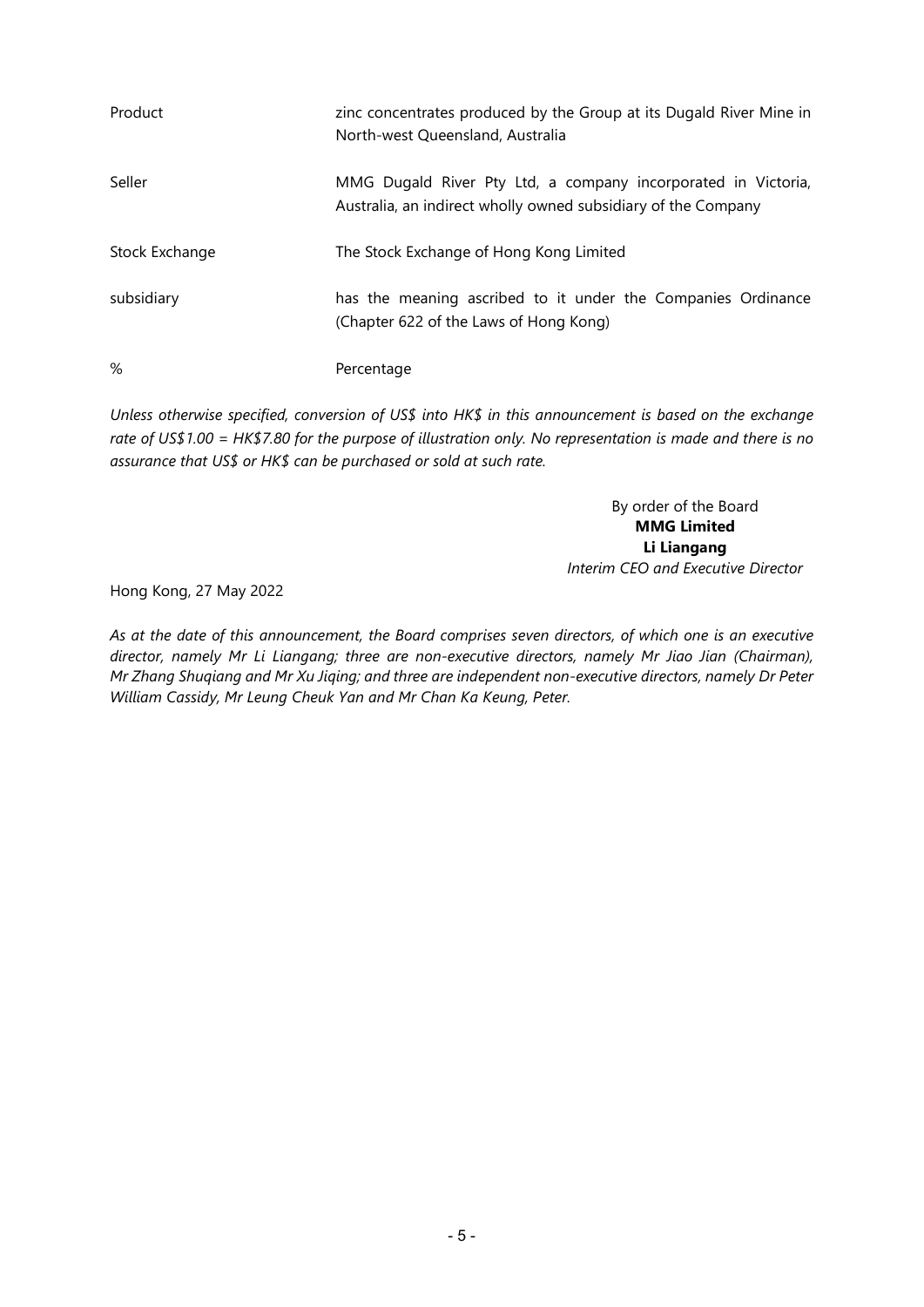| | |
|---|---|
| Product | zinc concentrates produced by the Group at its Dugald River Mine in North-west Queensland, Australia |
| Seller | MMG Dugald River Pty Ltd, a company incorporated in Victoria, Australia, an indirect wholly owned subsidiary of the Company |
| Stock Exchange | The Stock Exchange of Hong Kong Limited |
| subsidiary | has the meaning ascribed to it under the Companies Ordinance (Chapter 622 of the Laws of Hong Kong) |
| % | Percentage |

*Unless otherwise specified, conversion of US$ into HK$ in this announcement is based on the exchange rate of US$1.00 = HK$7.80 for the purpose of illustration only. No representation is made and there is no assurance that US$ or HK$ can be purchased or sold at such rate.*

By order of the Board
**MMG Limited**
**Li Liangang**
*Interim CEO and Executive Director*

Hong Kong, 27 May 2022

*As at the date of this announcement, the Board comprises seven directors, of which one is an executive director, namely Mr Li Liangang; three are non-executive directors, namely Mr Jiao Jian (Chairman), Mr Zhang Shuqiang and Mr Xu Jiqing; and three are independent non-executive directors, namely Dr Peter William Cassidy, Mr Leung Cheuk Yan and Mr Chan Ka Keung, Peter.*